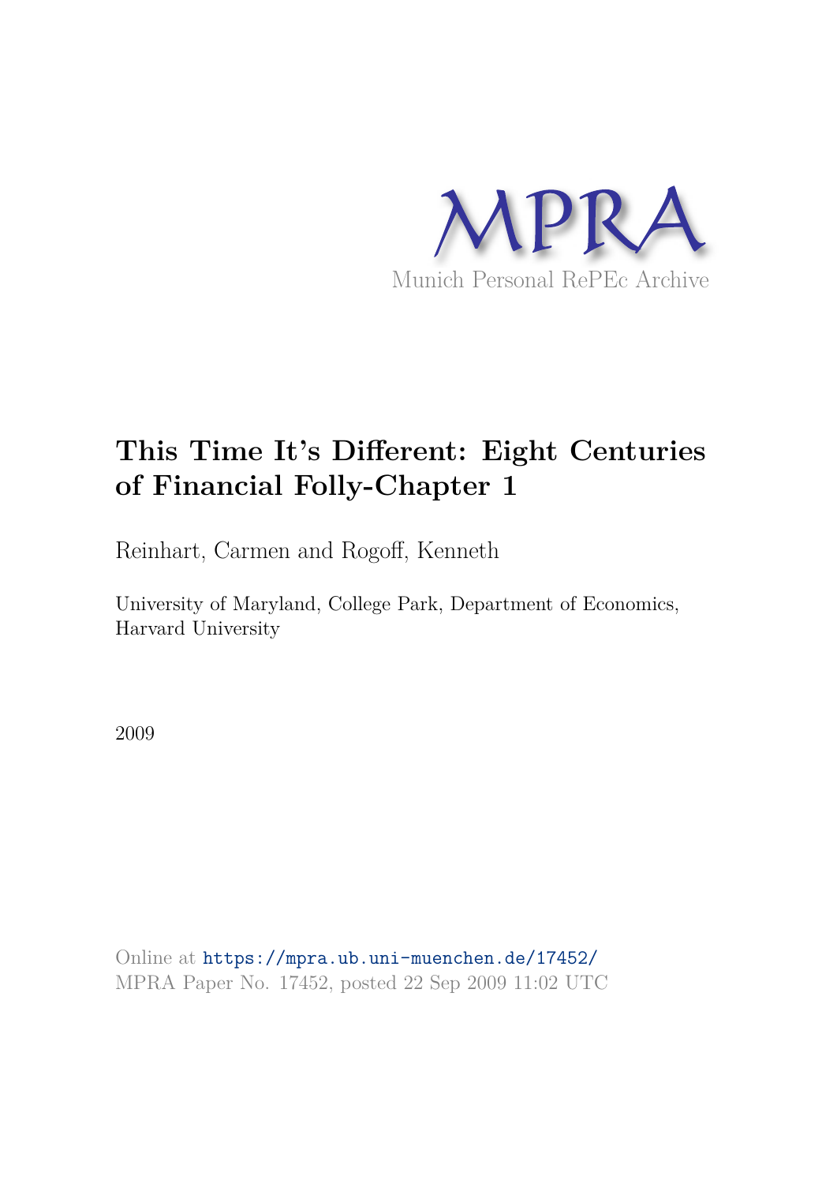MPRA

Munich Personal RePEc Archive

# This Time It's Different: Eight Centuries of Financial Folly-Chapter 1

Reinhart, Carmen and Rogoff, Kenneth

University of Maryland, College Park, Department of Economics, Harvard University

2009

Online at https://mpra.ub.uni-muenchen.de/17452/
MPRA Paper No. 17452, posted 22 Sep 2009 11:02 UTC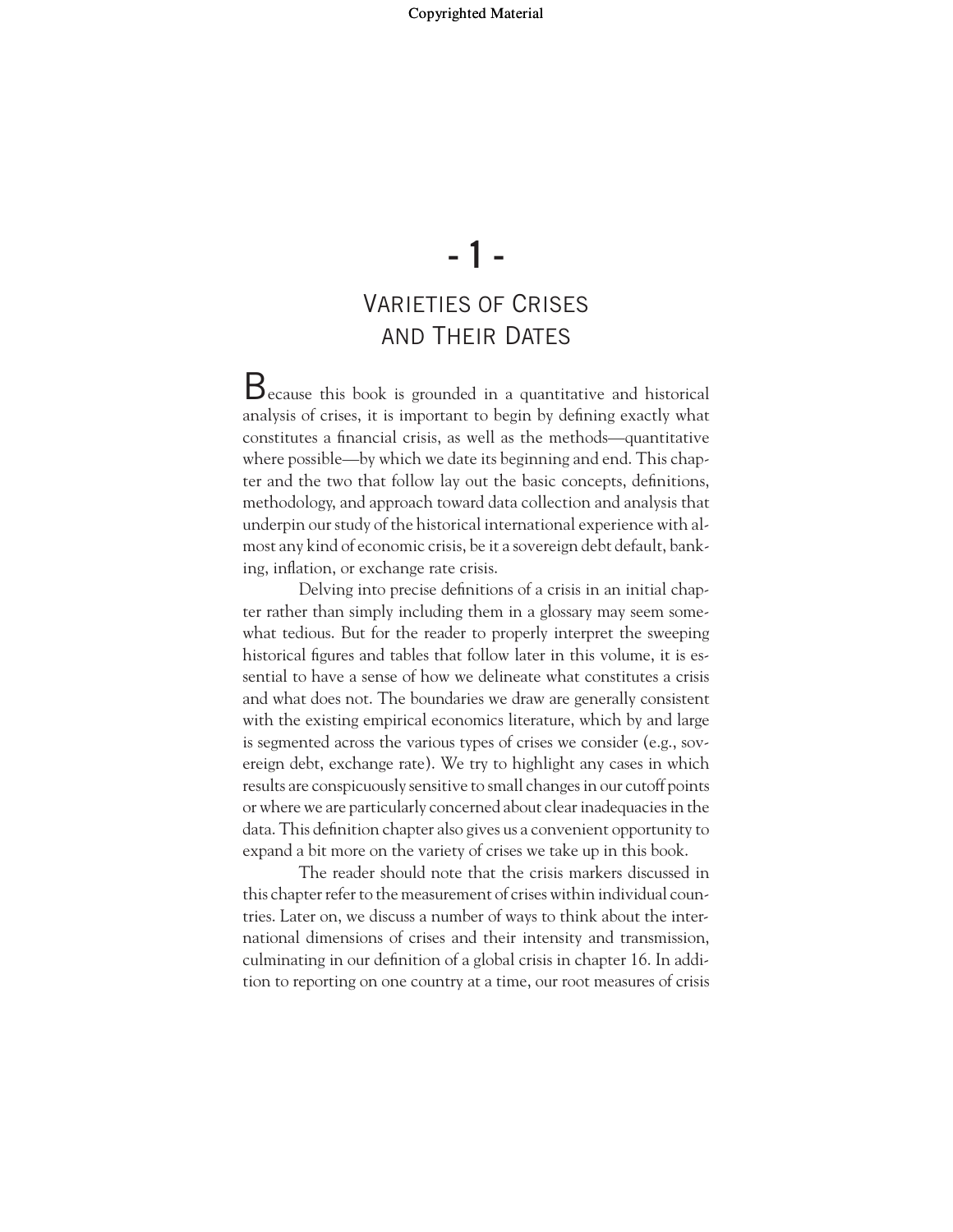# - 1 -

# Varieties of Crises and Their Dates

Because this book is grounded in a quantitative and historical analysis of crises, it is important to begin by defining exactly what constitutes a financial crisis, as well as the methods—quantitative where possible—by which we date its beginning and end. This chapter and the two that follow lay out the basic concepts, definitions, methodology, and approach toward data collection and analysis that underpin our study of the historical international experience with almost any kind of economic crisis, be it a sovereign debt default, banking, inflation, or exchange rate crisis.

Delving into precise definitions of a crisis in an initial chapter rather than simply including them in a glossary may seem somewhat tedious. But for the reader to properly interpret the sweeping historical figures and tables that follow later in this volume, it is essential to have a sense of how we delineate what constitutes a crisis and what does not. The boundaries we draw are generally consistent with the existing empirical economics literature, which by and large is segmented across the various types of crises we consider (e.g., sovereign debt, exchange rate). We try to highlight any cases in which results are conspicuously sensitive to small changes in our cutoff points or where we are particularly concerned about clear inadequacies in the data. This definition chapter also gives us a convenient opportunity to expand a bit more on the variety of crises we take up in this book.

The reader should note that the crisis markers discussed in this chapter refer to the measurement of crises within individual countries. Later on, we discuss a number of ways to think about the international dimensions of crises and their intensity and transmission, culminating in our definition of a global crisis in chapter 16. In addition to reporting on one country at a time, our root measures of crisis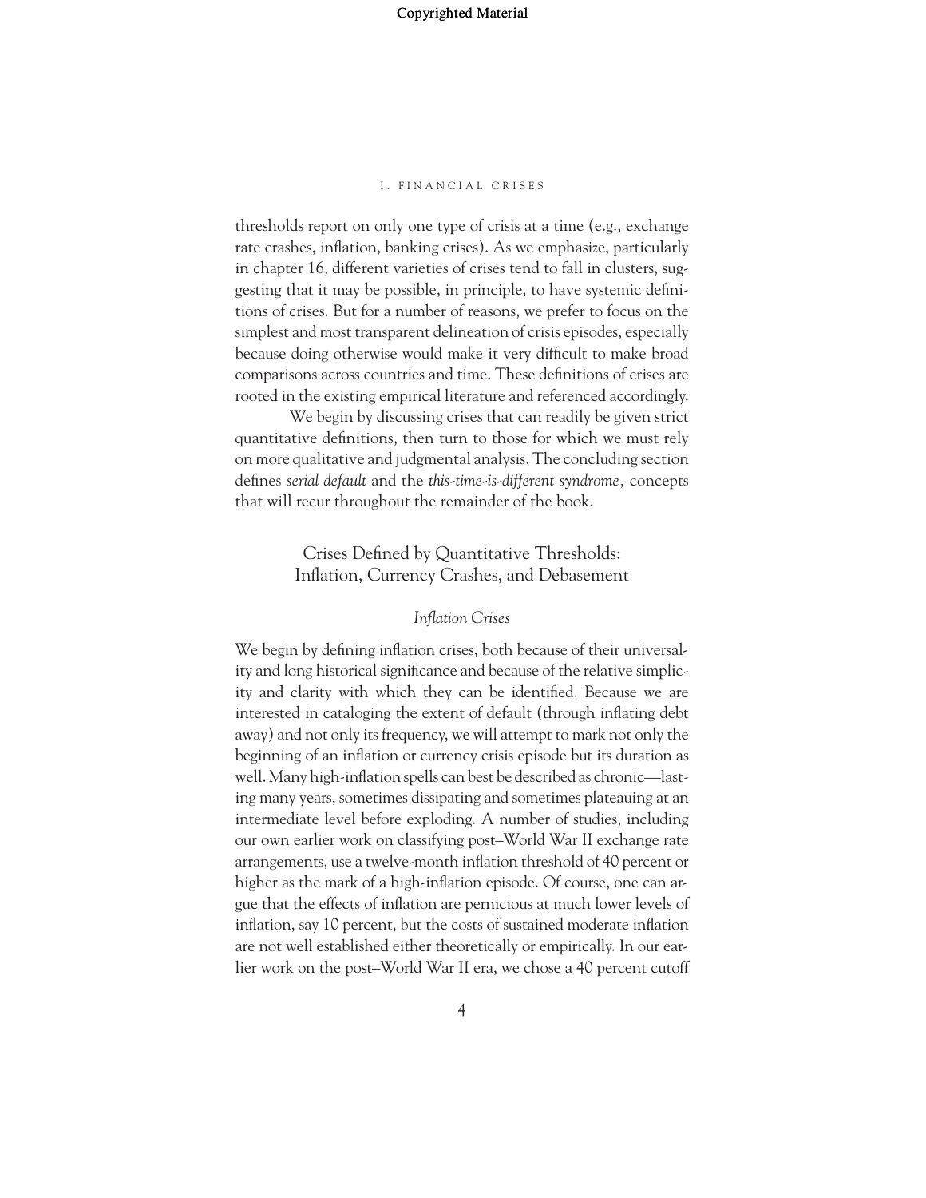thresholds report on only one type of crisis at a time (e.g., exchange rate crashes, inflation, banking crises). As we emphasize, particularly in chapter 16, different varieties of crises tend to fall in clusters, suggesting that it may be possible, in principle, to have systemic definitions of crises. But for a number of reasons, we prefer to focus on the simplest and most transparent delineation of crisis episodes, especially because doing otherwise would make it very difficult to make broad comparisons across countries and time. These definitions of crises are rooted in the existing empirical literature and referenced accordingly.

We begin by discussing crises that can readily be given strict quantitative definitions, then turn to those for which we must rely on more qualitative and judgmental analysis. The concluding section defines *serial default* and the *this-time-is-different syndrome,* concepts that will recur throughout the remainder of the book.

## Crises Defined by Quantitative Thresholds: Inflation, Currency Crashes, and Debasement

### *Inflation Crises*

We begin by defining inflation crises, both because of their universality and long historical significance and because of the relative simplicity and clarity with which they can be identified. Because we are interested in cataloging the extent of default (through inflating debt away) and not only its frequency, we will attempt to mark not only the beginning of an inflation or currency crisis episode but its duration as well. Many high-inflation spells can best be described as chronic—lasting many years, sometimes dissipating and sometimes plateauing at an intermediate level before exploding. A number of studies, including our own earlier work on classifying post–World War II exchange rate arrangements, use a twelve-month inflation threshold of 40 percent or higher as the mark of a high-inflation episode. Of course, one can argue that the effects of inflation are pernicious at much lower levels of inflation, say 10 percent, but the costs of sustained moderate inflation are not well established either theoretically or empirically. In our earlier work on the post–World War II era, we chose a 40 percent cutoff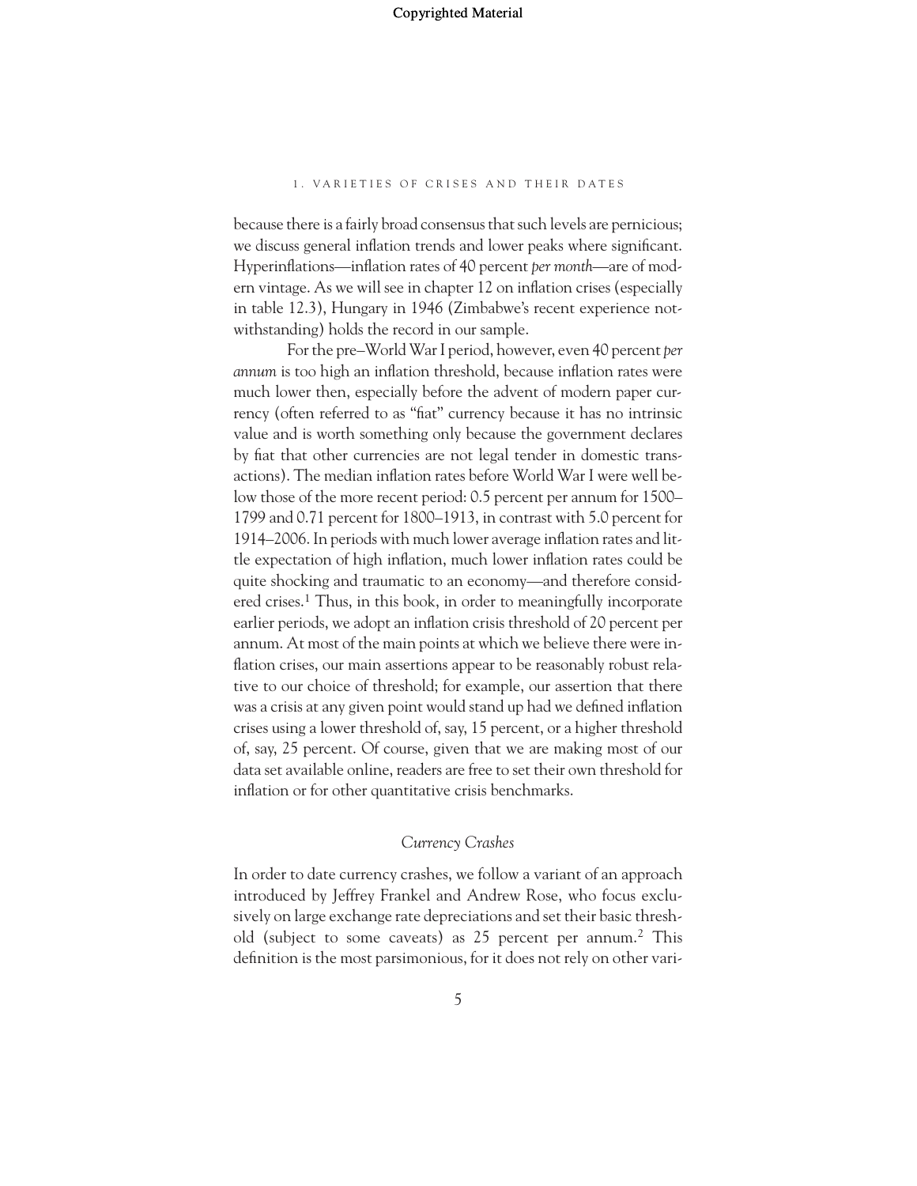because there is a fairly broad consensus that such levels are pernicious; we discuss general inflation trends and lower peaks where significant. Hyperinflations—inflation rates of 40 percent *per month*—are of modern vintage. As we will see in chapter 12 on inflation crises (especially in table 12.3), Hungary in 1946 (Zimbabwe's recent experience notwithstanding) holds the record in our sample.

For the pre–World War I period, however, even 40 percent *per annum* is too high an inflation threshold, because inflation rates were much lower then, especially before the advent of modern paper currency (often referred to as "fiat" currency because it has no intrinsic value and is worth something only because the government declares by fiat that other currencies are not legal tender in domestic transactions). The median inflation rates before World War I were well below those of the more recent period: 0.5 percent per annum for 1500–1799 and 0.71 percent for 1800–1913, in contrast with 5.0 percent for 1914–2006. In periods with much lower average inflation rates and little expectation of high inflation, much lower inflation rates could be quite shocking and traumatic to an economy—and therefore considered crises.[1] Thus, in this book, in order to meaningfully incorporate earlier periods, we adopt an inflation crisis threshold of 20 percent per annum. At most of the main points at which we believe there were inflation crises, our main assertions appear to be reasonably robust relative to our choice of threshold; for example, our assertion that there was a crisis at any given point would stand up had we defined inflation crises using a lower threshold of, say, 15 percent, or a higher threshold of, say, 25 percent. Of course, given that we are making most of our data set available online, readers are free to set their own threshold for inflation or for other quantitative crisis benchmarks.

### *Currency Crashes*

In order to date currency crashes, we follow a variant of an approach introduced by Jeffrey Frankel and Andrew Rose, who focus exclusively on large exchange rate depreciations and set their basic threshold (subject to some caveats) as 25 percent per annum.[2] This definition is the most parsimonious, for it does not rely on other vari-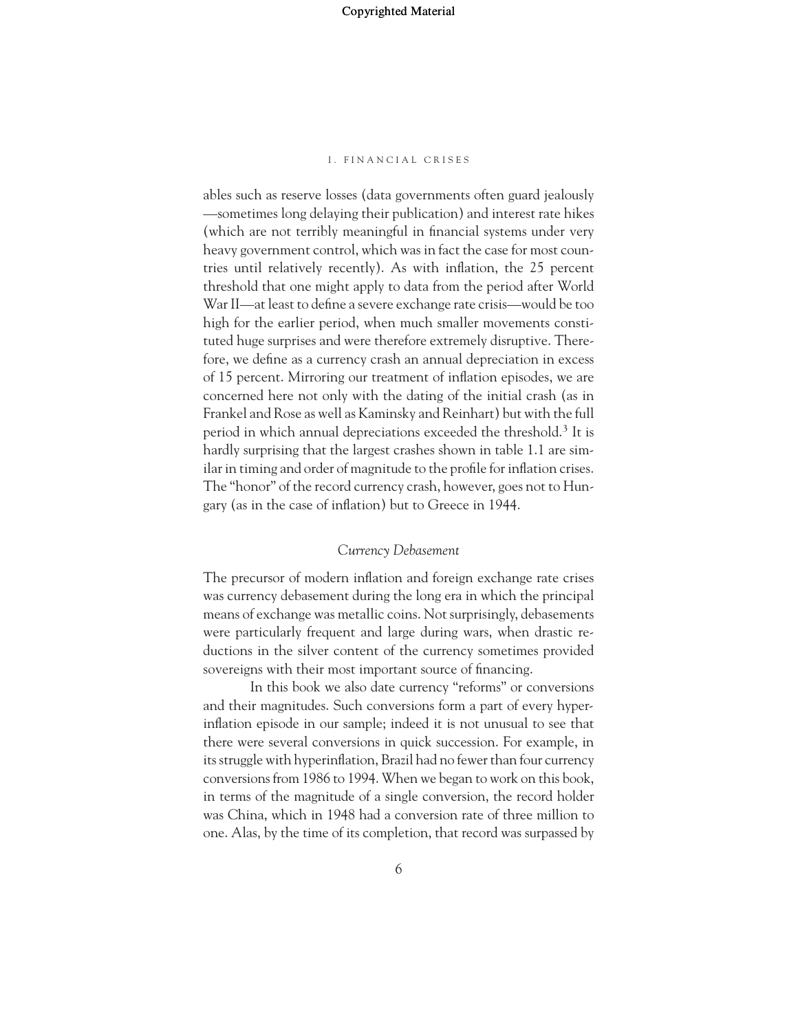ables such as reserve losses (data governments often guard jealously—sometimes long delaying their publication) and interest rate hikes (which are not terribly meaningful in financial systems under very heavy government control, which was in fact the case for most countries until relatively recently). As with inflation, the 25 percent threshold that one might apply to data from the period after World War II—at least to define a severe exchange rate crisis—would be too high for the earlier period, when much smaller movements constituted huge surprises and were therefore extremely disruptive. Therefore, we define as a currency crash an annual depreciation in excess of 15 percent. Mirroring our treatment of inflation episodes, we are concerned here not only with the dating of the initial crash (as in Frankel and Rose as well as Kaminsky and Reinhart) but with the full period in which annual depreciations exceeded the threshold.[3] It is hardly surprising that the largest crashes shown in table 1.1 are similar in timing and order of magnitude to the profile for inflation crises. The "honor" of the record currency crash, however, goes not to Hungary (as in the case of inflation) but to Greece in 1944.

### *Currency Debasement*

The precursor of modern inflation and foreign exchange rate crises was currency debasement during the long era in which the principal means of exchange was metallic coins. Not surprisingly, debasements were particularly frequent and large during wars, when drastic reductions in the silver content of the currency sometimes provided sovereigns with their most important source of financing.

In this book we also date currency "reforms" or conversions and their magnitudes. Such conversions form a part of every hyperinflation episode in our sample; indeed it is not unusual to see that there were several conversions in quick succession. For example, in its struggle with hyperinflation, Brazil had no fewer than four currency conversions from 1986 to 1994. When we began to work on this book, in terms of the magnitude of a single conversion, the record holder was China, which in 1948 had a conversion rate of three million to one. Alas, by the time of its completion, that record was surpassed by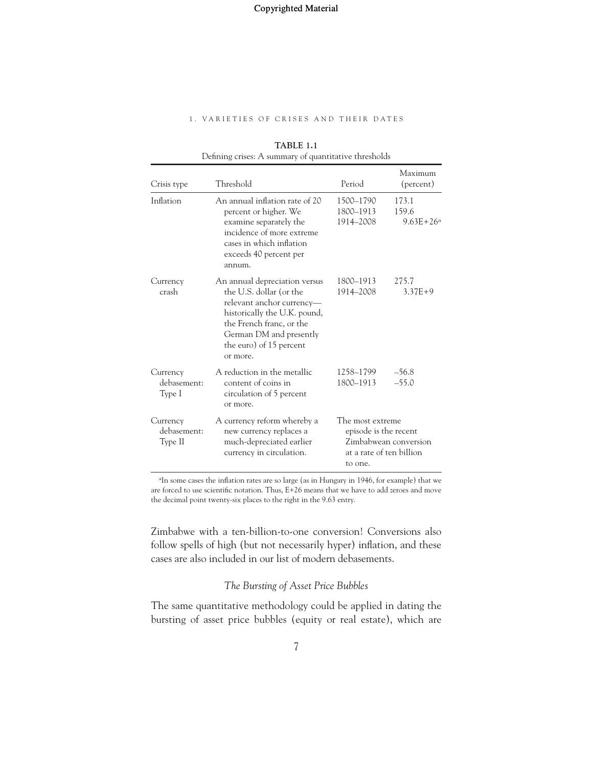**TABLE 1.1**
Defining crises: A summary of quantitative thresholds

| Crisis type | Threshold | Period | Maximum (percent) |
|---|---|---|---|
| Inflation | An annual inflation rate of 20 percent or higher. We examine separately the incidence of more extreme cases in which inflation exceeds 40 percent per annum. | 1500–1790<br>1800–1913<br>1914–2008 | 173.1<br>159.6<br>9.63E+26[a] |
| Currency crash | An annual depreciation versus the U.S. dollar (or the relevant anchor currency—historically the U.K. pound, the French franc, or the German DM and presently the euro) of 15 percent or more. | 1800–1913<br>1914–2008 | 275.7<br>3.37E+9 |
| Currency debasement: Type I | A reduction in the metallic content of coins in circulation of 5 percent or more. | 1258–1799<br>1800–1913 | –56.8<br>–55.0 |
| Currency debasement: Type II | A currency reform whereby a new currency replaces a much-depreciated earlier currency in circulation. | The most extreme episode is the recent Zimbabwean conversion at a rate of ten billion to one. | |

[a]In some cases the inflation rates are so large (as in Hungary in 1946, for example) that we are forced to use scientific notation. Thus, E+26 means that we have to add zeroes and move the decimal point twenty-six places to the right in the 9.63 entry.

Zimbabwe with a ten-billion-to-one conversion! Conversions also follow spells of high (but not necessarily hyper) inflation, and these cases are also included in our list of modern debasements.

### *The Bursting of Asset Price Bubbles*

The same quantitative methodology could be applied in dating the bursting of asset price bubbles (equity or real estate), which are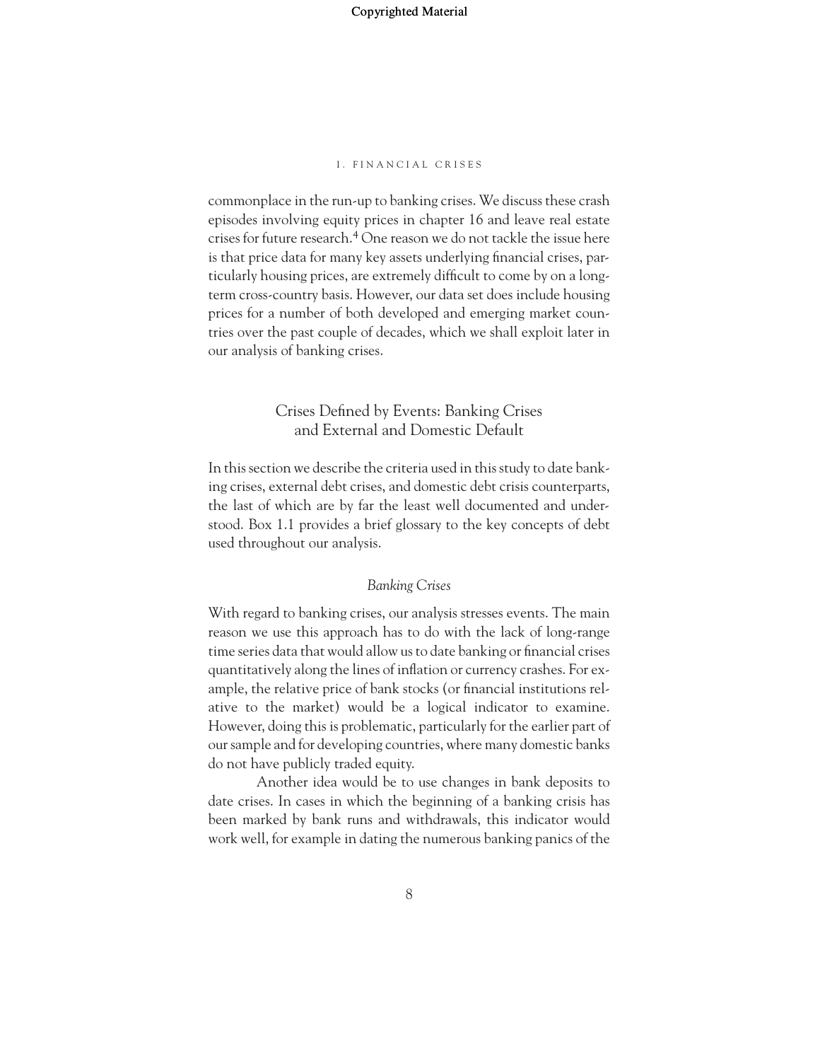commonplace in the run-up to banking crises. We discuss these crash episodes involving equity prices in chapter 16 and leave real estate crises for future research.[4] One reason we do not tackle the issue here is that price data for many key assets underlying financial crises, particularly housing prices, are extremely difficult to come by on a long-term cross-country basis. However, our data set does include housing prices for a number of both developed and emerging market countries over the past couple of decades, which we shall exploit later in our analysis of banking crises.

## Crises Defined by Events: Banking Crises and External and Domestic Default

In this section we describe the criteria used in this study to date banking crises, external debt crises, and domestic debt crisis counterparts, the last of which are by far the least well documented and understood. Box 1.1 provides a brief glossary to the key concepts of debt used throughout our analysis.

### *Banking Crises*

With regard to banking crises, our analysis stresses events. The main reason we use this approach has to do with the lack of long-range time series data that would allow us to date banking or financial crises quantitatively along the lines of inflation or currency crashes. For example, the relative price of bank stocks (or financial institutions relative to the market) would be a logical indicator to examine. However, doing this is problematic, particularly for the earlier part of our sample and for developing countries, where many domestic banks do not have publicly traded equity.

Another idea would be to use changes in bank deposits to date crises. In cases in which the beginning of a banking crisis has been marked by bank runs and withdrawals, this indicator would work well, for example in dating the numerous banking panics of the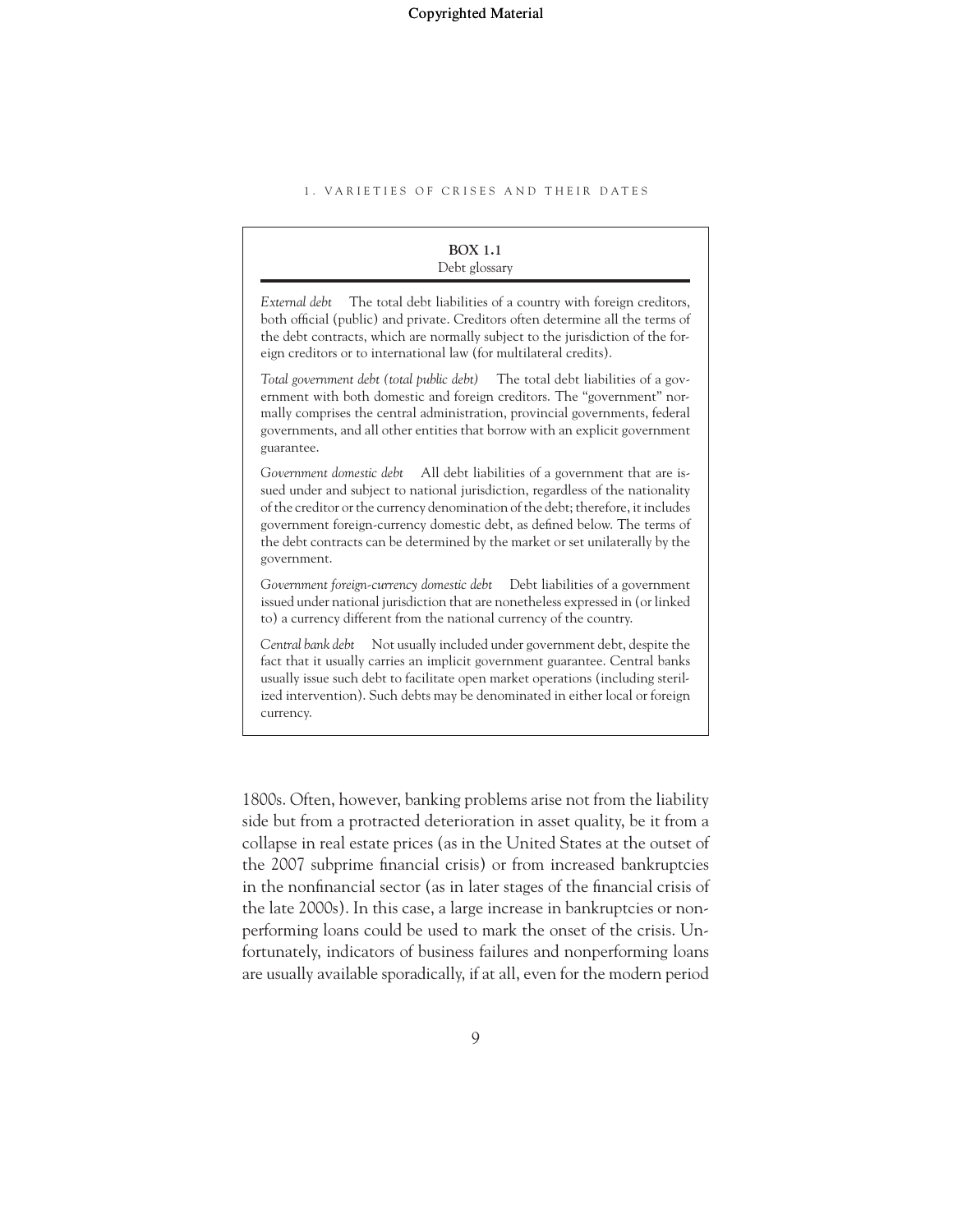**BOX 1.1**
Debt glossary

*External debt* The total debt liabilities of a country with foreign creditors, both official (public) and private. Creditors often determine all the terms of the debt contracts, which are normally subject to the jurisdiction of the foreign creditors or to international law (for multilateral credits).

*Total government debt (total public debt)* The total debt liabilities of a government with both domestic and foreign creditors. The "government" normally comprises the central administration, provincial governments, federal governments, and all other entities that borrow with an explicit government guarantee.

*Government domestic debt* All debt liabilities of a government that are issued under and subject to national jurisdiction, regardless of the nationality of the creditor or the currency denomination of the debt; therefore, it includes government foreign-currency domestic debt, as defined below. The terms of the debt contracts can be determined by the market or set unilaterally by the government.

*Government foreign-currency domestic debt* Debt liabilities of a government issued under national jurisdiction that are nonetheless expressed in (or linked to) a currency different from the national currency of the country.

*Central bank debt* Not usually included under government debt, despite the fact that it usually carries an implicit government guarantee. Central banks usually issue such debt to facilitate open market operations (including sterilized intervention). Such debts may be denominated in either local or foreign currency.

1800s. Often, however, banking problems arise not from the liability side but from a protracted deterioration in asset quality, be it from a collapse in real estate prices (as in the United States at the outset of the 2007 subprime financial crisis) or from increased bankruptcies in the nonfinancial sector (as in later stages of the financial crisis of the late 2000s). In this case, a large increase in bankruptcies or nonperforming loans could be used to mark the onset of the crisis. Unfortunately, indicators of business failures and nonperforming loans are usually available sporadically, if at all, even for the modern period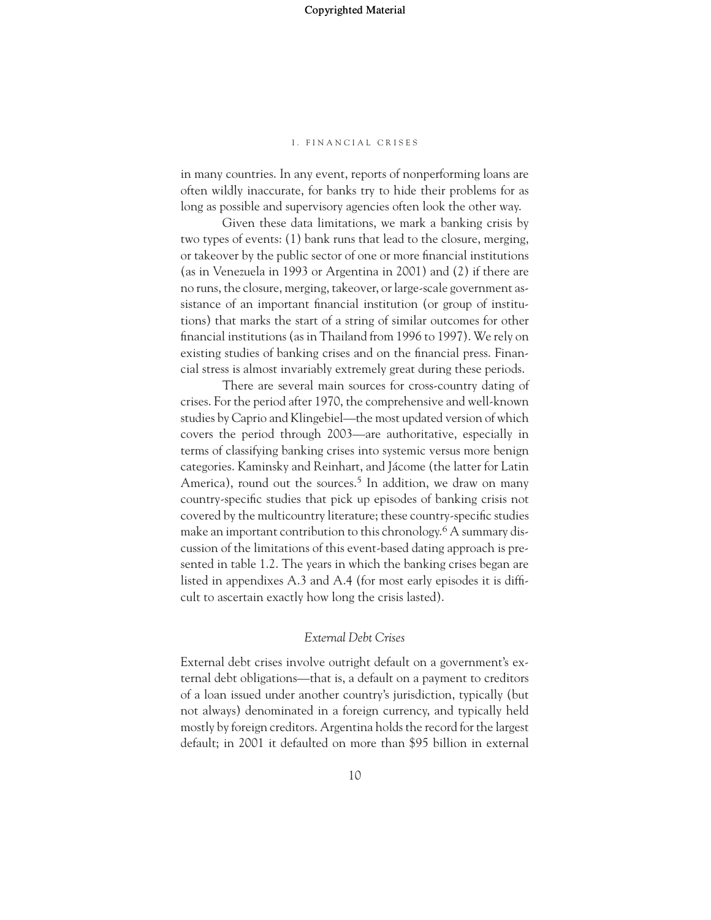in many countries. In any event, reports of nonperforming loans are often wildly inaccurate, for banks try to hide their problems for as long as possible and supervisory agencies often look the other way.

Given these data limitations, we mark a banking crisis by two types of events: (1) bank runs that lead to the closure, merging, or takeover by the public sector of one or more financial institutions (as in Venezuela in 1993 or Argentina in 2001) and (2) if there are no runs, the closure, merging, takeover, or large-scale government assistance of an important financial institution (or group of institutions) that marks the start of a string of similar outcomes for other financial institutions (as in Thailand from 1996 to 1997). We rely on existing studies of banking crises and on the financial press. Financial stress is almost invariably extremely great during these periods.

There are several main sources for cross-country dating of crises. For the period after 1970, the comprehensive and well-known studies by Caprio and Klingebiel—the most updated version of which covers the period through 2003—are authoritative, especially in terms of classifying banking crises into systemic versus more benign categories. Kaminsky and Reinhart, and Jácome (the latter for Latin America), round out the sources.[5] In addition, we draw on many country-specific studies that pick up episodes of banking crisis not covered by the multicountry literature; these country-specific studies make an important contribution to this chronology.[6] A summary discussion of the limitations of this event-based dating approach is presented in table 1.2. The years in which the banking crises began are listed in appendixes A.3 and A.4 (for most early episodes it is difficult to ascertain exactly how long the crisis lasted).

### *External Debt Crises*

External debt crises involve outright default on a government's external debt obligations—that is, a default on a payment to creditors of a loan issued under another country's jurisdiction, typically (but not always) denominated in a foreign currency, and typically held mostly by foreign creditors. Argentina holds the record for the largest default; in 2001 it defaulted on more than $95 billion in external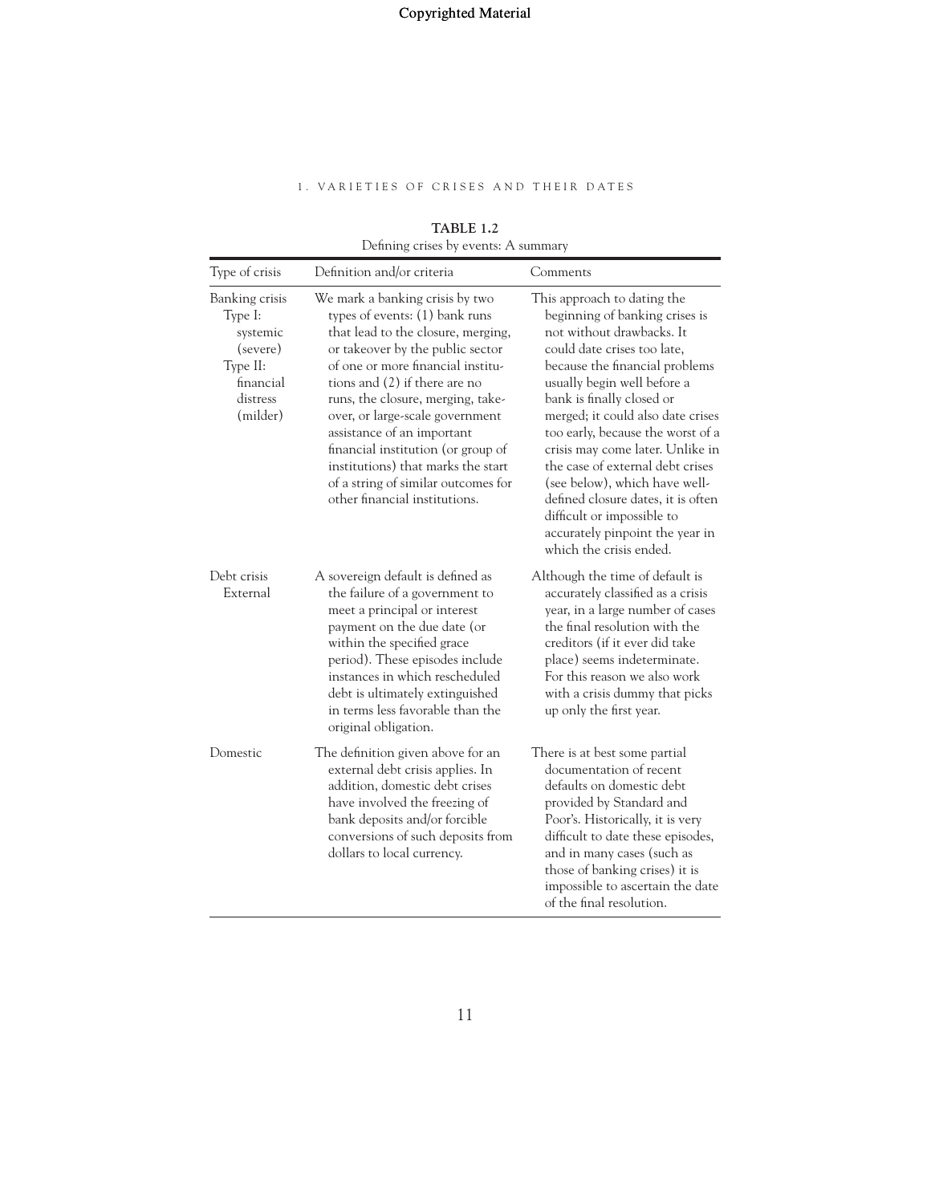**TABLE 1.2**
Defining crises by events: A summary

| Type of crisis | Definition and/or criteria | Comments |
|---|---|---|
| Banking crisis Type I: systemic (severe) Type II: financial distress (milder) | We mark a banking crisis by two types of events: (1) bank runs that lead to the closure, merging, or takeover by the public sector of one or more financial institutions and (2) if there are no runs, the closure, merging, takeover, or large-scale government assistance of an important financial institution (or group of institutions) that marks the start of a string of similar outcomes for other financial institutions. | This approach to dating the beginning of banking crises is not without drawbacks. It could date crises too late, because the financial problems usually begin well before a bank is finally closed or merged; it could also date crises too early, because the worst of a crisis may come later. Unlike in the case of external debt crises (see below), which have well-defined closure dates, it is often difficult or impossible to accurately pinpoint the year in which the crisis ended. |
| Debt crisis External | A sovereign default is defined as the failure of a government to meet a principal or interest payment on the due date (or within the specified grace period). These episodes include instances in which rescheduled debt is ultimately extinguished in terms less favorable than the original obligation. | Although the time of default is accurately classified as a crisis year, in a large number of cases the final resolution with the creditors (if it ever did take place) seems indeterminate. For this reason we also work with a crisis dummy that picks up only the first year. |
| Domestic | The definition given above for an external debt crisis applies. In addition, domestic debt crises have involved the freezing of bank deposits and/or forcible conversions of such deposits from dollars to local currency. | There is at best some partial documentation of recent defaults on domestic debt provided by Standard and Poor's. Historically, it is very difficult to date these episodes, and in many cases (such as those of banking crises) it is impossible to ascertain the date of the final resolution. |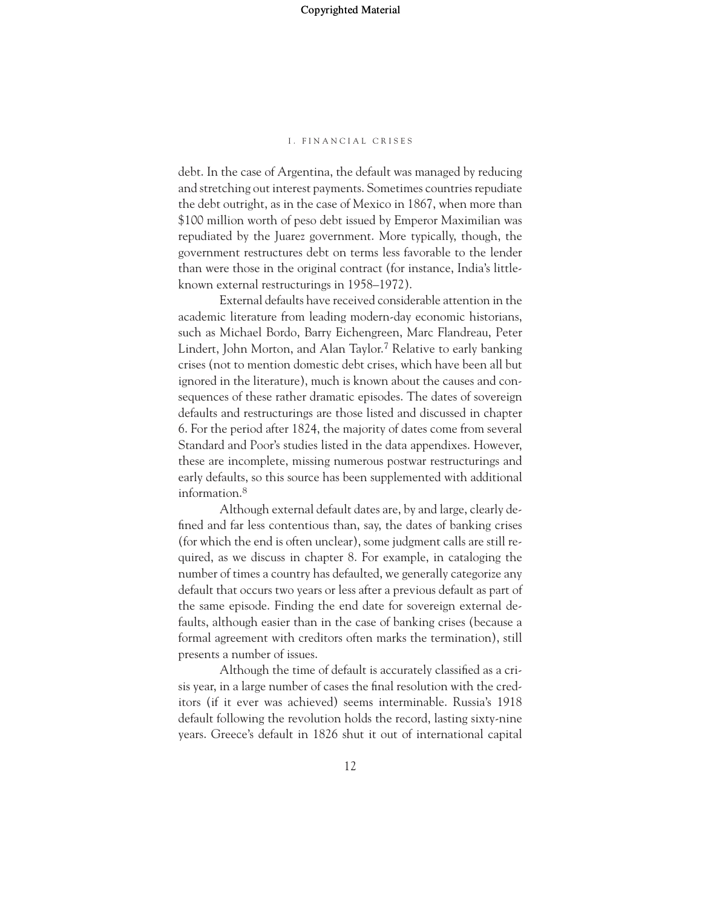debt. In the case of Argentina, the default was managed by reducing and stretching out interest payments. Sometimes countries repudiate the debt outright, as in the case of Mexico in 1867, when more than $100 million worth of peso debt issued by Emperor Maximilian was repudiated by the Juarez government. More typically, though, the government restructures debt on terms less favorable to the lender than were those in the original contract (for instance, India's little-known external restructurings in 1958–1972).

External defaults have received considerable attention in the academic literature from leading modern-day economic historians, such as Michael Bordo, Barry Eichengreen, Marc Flandreau, Peter Lindert, John Morton, and Alan Taylor.[7] Relative to early banking crises (not to mention domestic debt crises, which have been all but ignored in the literature), much is known about the causes and consequences of these rather dramatic episodes. The dates of sovereign defaults and restructurings are those listed and discussed in chapter 6. For the period after 1824, the majority of dates come from several Standard and Poor's studies listed in the data appendixes. However, these are incomplete, missing numerous postwar restructurings and early defaults, so this source has been supplemented with additional information.[8]

Although external default dates are, by and large, clearly defined and far less contentious than, say, the dates of banking crises (for which the end is often unclear), some judgment calls are still required, as we discuss in chapter 8. For example, in cataloging the number of times a country has defaulted, we generally categorize any default that occurs two years or less after a previous default as part of the same episode. Finding the end date for sovereign external defaults, although easier than in the case of banking crises (because a formal agreement with creditors often marks the termination), still presents a number of issues.

Although the time of default is accurately classified as a crisis year, in a large number of cases the final resolution with the creditors (if it ever was achieved) seems interminable. Russia's 1918 default following the revolution holds the record, lasting sixty-nine years. Greece's default in 1826 shut it out of international capital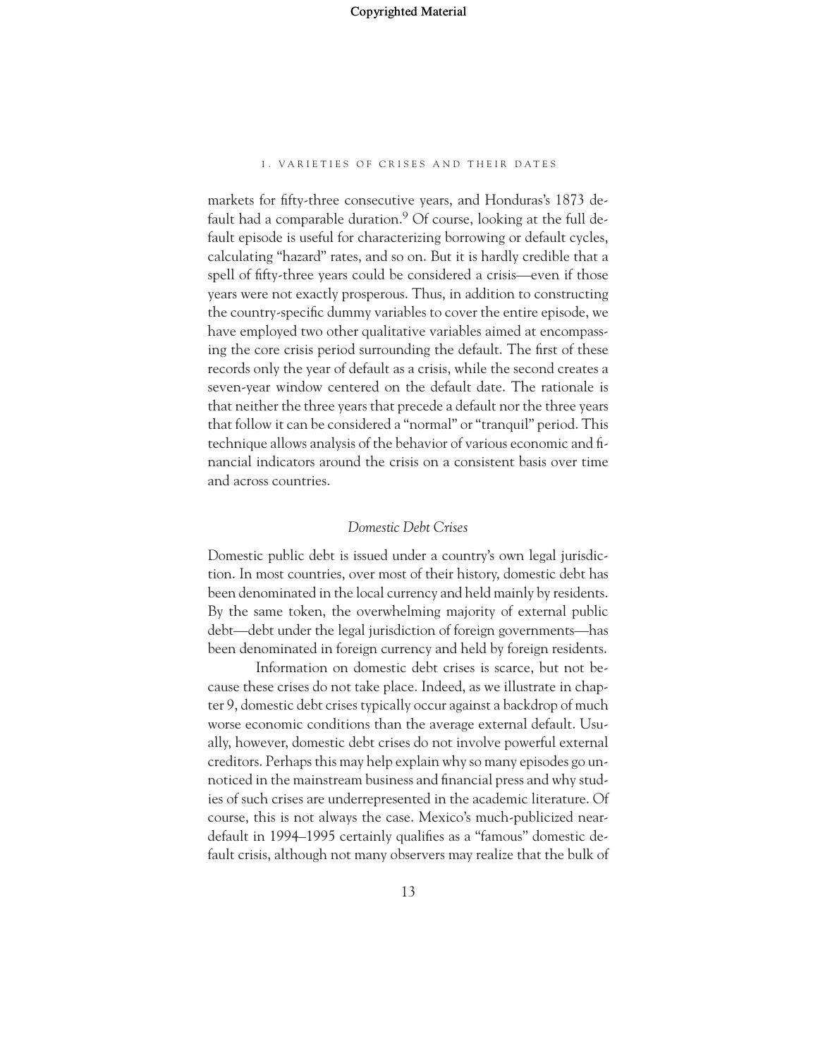markets for fifty-three consecutive years, and Honduras's 1873 default had a comparable duration.[9] Of course, looking at the full default episode is useful for characterizing borrowing or default cycles, calculating "hazard" rates, and so on. But it is hardly credible that a spell of fifty-three years could be considered a crisis—even if those years were not exactly prosperous. Thus, in addition to constructing the country-specific dummy variables to cover the entire episode, we have employed two other qualitative variables aimed at encompassing the core crisis period surrounding the default. The first of these records only the year of default as a crisis, while the second creates a seven-year window centered on the default date. The rationale is that neither the three years that precede a default nor the three years that follow it can be considered a "normal" or "tranquil" period. This technique allows analysis of the behavior of various economic and financial indicators around the crisis on a consistent basis over time and across countries.

### *Domestic Debt Crises*

Domestic public debt is issued under a country's own legal jurisdiction. In most countries, over most of their history, domestic debt has been denominated in the local currency and held mainly by residents. By the same token, the overwhelming majority of external public debt—debt under the legal jurisdiction of foreign governments—has been denominated in foreign currency and held by foreign residents.

Information on domestic debt crises is scarce, but not because these crises do not take place. Indeed, as we illustrate in chapter 9, domestic debt crises typically occur against a backdrop of much worse economic conditions than the average external default. Usually, however, domestic debt crises do not involve powerful external creditors. Perhaps this may help explain why so many episodes go unnoticed in the mainstream business and financial press and why studies of such crises are underrepresented in the academic literature. Of course, this is not always the case. Mexico's much-publicized near-default in 1994–1995 certainly qualifies as a "famous" domestic default crisis, although not many observers may realize that the bulk of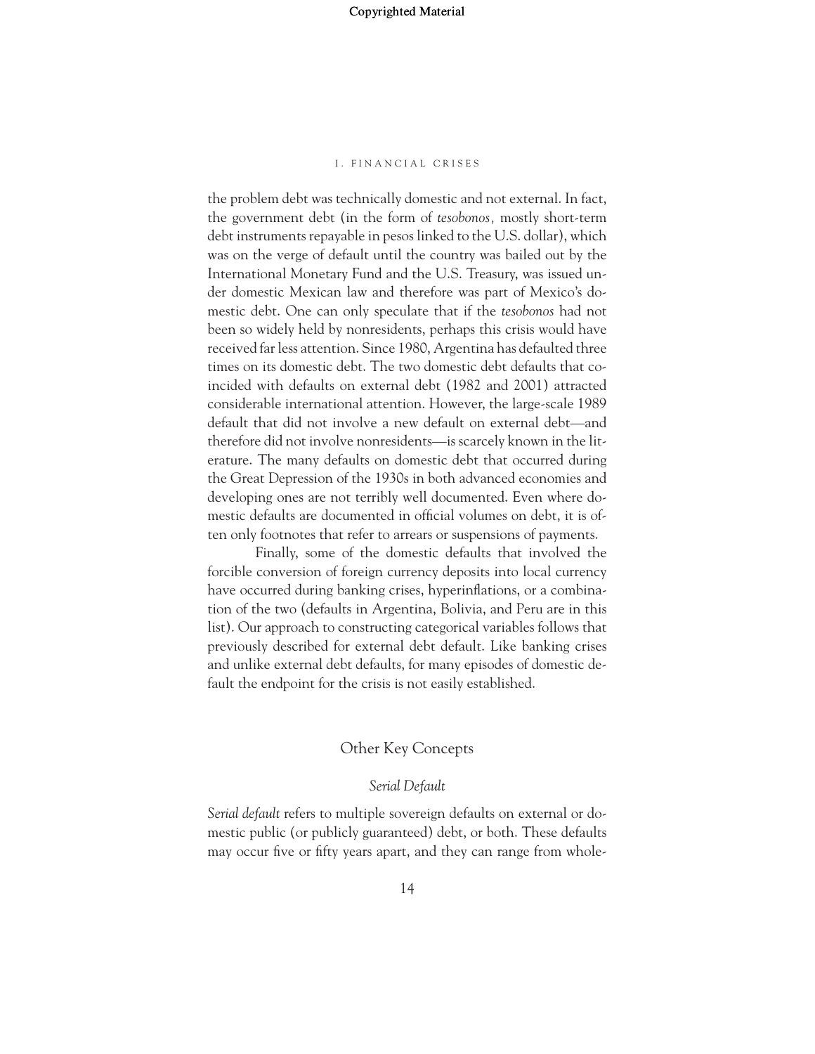the problem debt was technically domestic and not external. In fact, the government debt (in the form of *tesobonos,* mostly short-term debt instruments repayable in pesos linked to the U.S. dollar), which was on the verge of default until the country was bailed out by the International Monetary Fund and the U.S. Treasury, was issued under domestic Mexican law and therefore was part of Mexico's domestic debt. One can only speculate that if the *tesobonos* had not been so widely held by nonresidents, perhaps this crisis would have received far less attention. Since 1980, Argentina has defaulted three times on its domestic debt. The two domestic debt defaults that coincided with defaults on external debt (1982 and 2001) attracted considerable international attention. However, the large-scale 1989 default that did not involve a new default on external debt—and therefore did not involve nonresidents—is scarcely known in the literature. The many defaults on domestic debt that occurred during the Great Depression of the 1930s in both advanced economies and developing ones are not terribly well documented. Even where domestic defaults are documented in official volumes on debt, it is often only footnotes that refer to arrears or suspensions of payments.

Finally, some of the domestic defaults that involved the forcible conversion of foreign currency deposits into local currency have occurred during banking crises, hyperinflations, or a combination of the two (defaults in Argentina, Bolivia, and Peru are in this list). Our approach to constructing categorical variables follows that previously described for external debt default. Like banking crises and unlike external debt defaults, for many episodes of domestic default the endpoint for the crisis is not easily established.

## Other Key Concepts

### *Serial Default*

*Serial default* refers to multiple sovereign defaults on external or domestic public (or publicly guaranteed) debt, or both. These defaults may occur five or fifty years apart, and they can range from whole-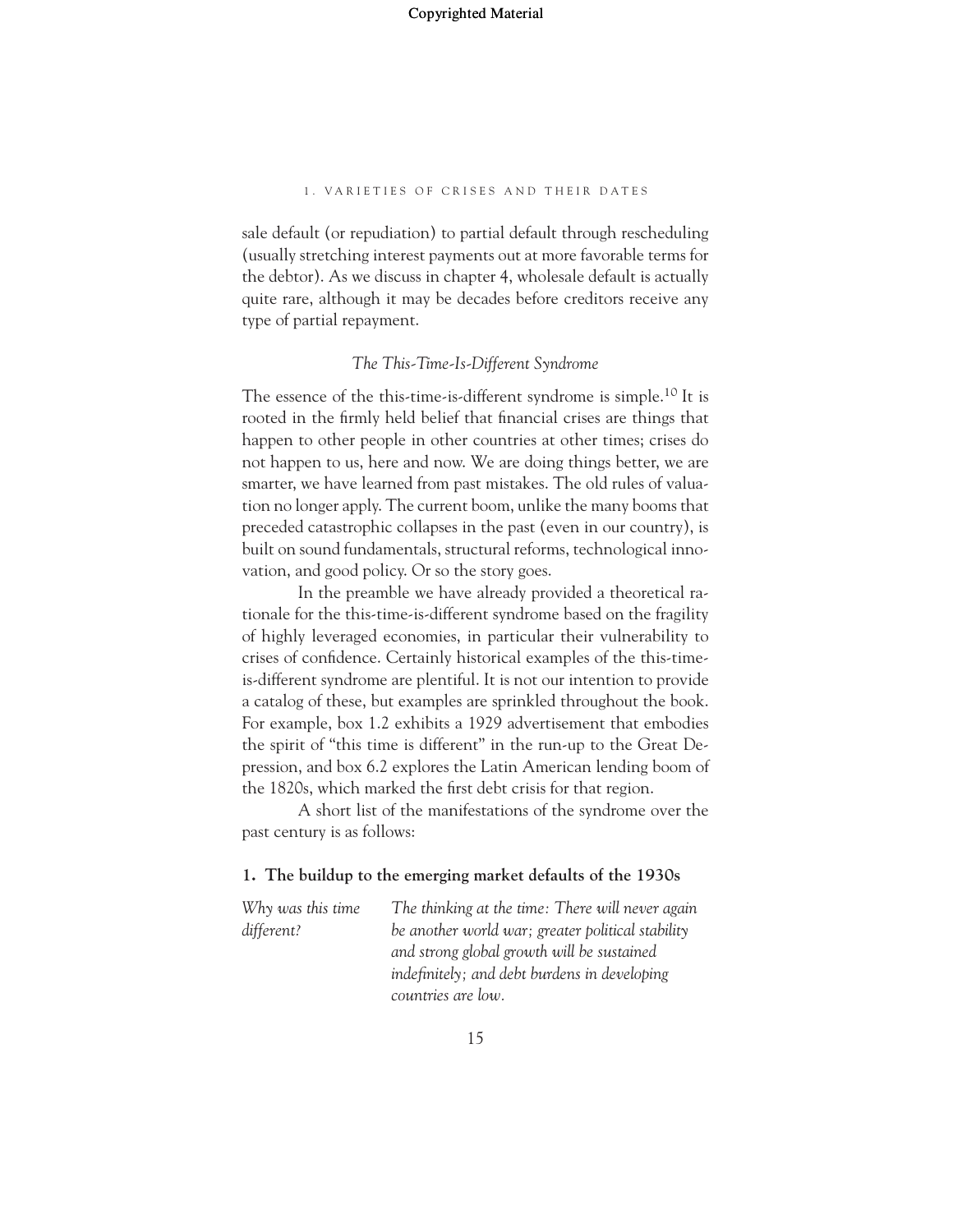sale default (or repudiation) to partial default through rescheduling (usually stretching interest payments out at more favorable terms for the debtor). As we discuss in chapter 4, wholesale default is actually quite rare, although it may be decades before creditors receive any type of partial repayment.

### *The This-Time-Is-Different Syndrome*

The essence of the this-time-is-different syndrome is simple.[10] It is rooted in the firmly held belief that financial crises are things that happen to other people in other countries at other times; crises do not happen to us, here and now. We are doing things better, we are smarter, we have learned from past mistakes. The old rules of valuation no longer apply. The current boom, unlike the many booms that preceded catastrophic collapses in the past (even in our country), is built on sound fundamentals, structural reforms, technological innovation, and good policy. Or so the story goes.

In the preamble we have already provided a theoretical rationale for the this-time-is-different syndrome based on the fragility of highly leveraged economies, in particular their vulnerability to crises of confidence. Certainly historical examples of the this-time-is-different syndrome are plentiful. It is not our intention to provide a catalog of these, but examples are sprinkled throughout the book. For example, box 1.2 exhibits a 1929 advertisement that embodies the spirit of "this time is different" in the run-up to the Great Depression, and box 6.2 explores the Latin American lending boom of the 1820s, which marked the first debt crisis for that region.

A short list of the manifestations of the syndrome over the past century is as follows:

**1. The buildup to the emerging market defaults of the 1930s**

| | |
|---|---|
| *Why was this time different?* | *The thinking at the time: There will never again be another world war; greater political stability and strong global growth will be sustained indefinitely; and debt burdens in developing countries are low.* |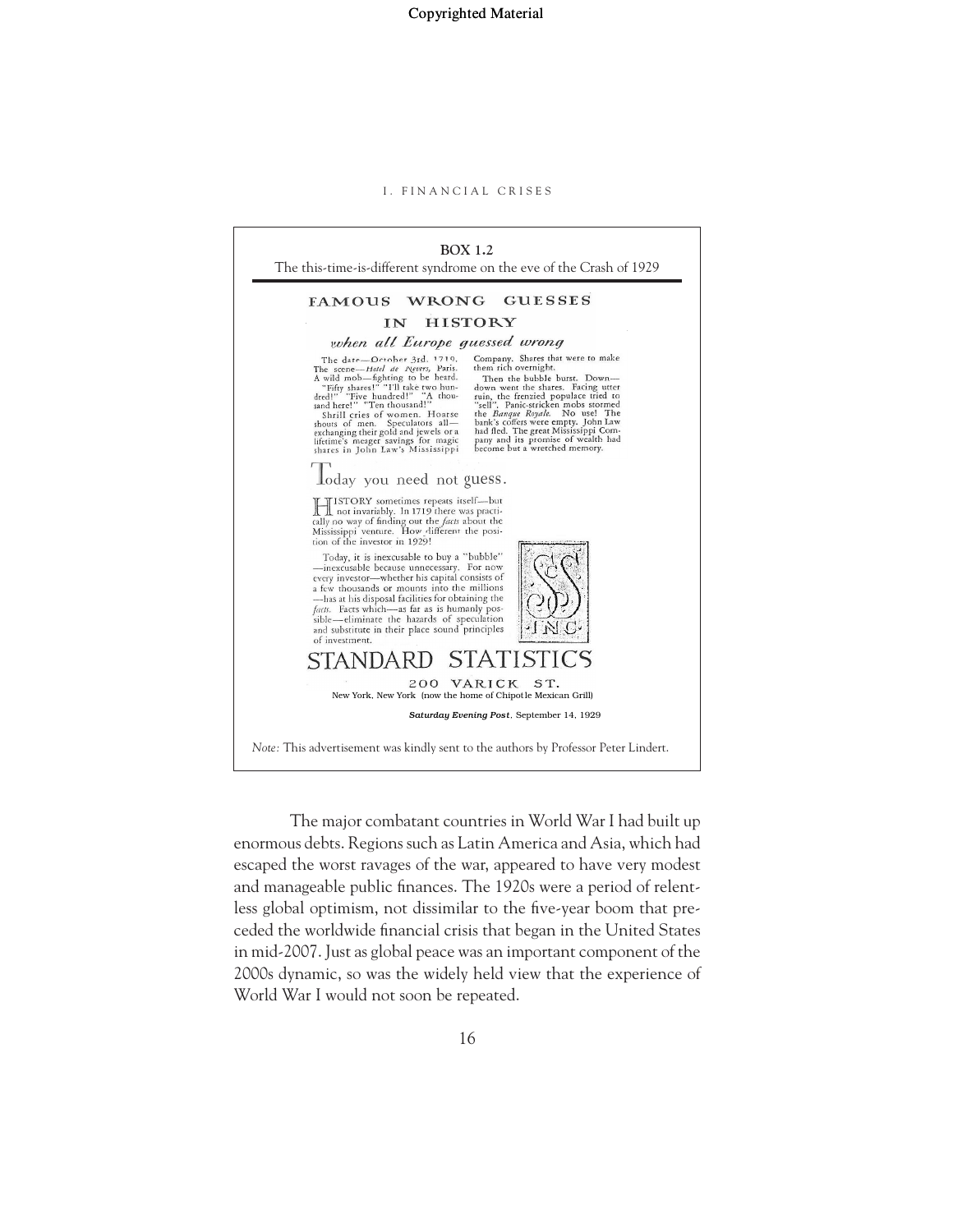**BOX 1.2**

The this-time-is-different syndrome on the eve of the Crash of 1929

## FAMOUS WRONG GUESSES IN HISTORY

*when all Europe guessed wrong*

The date—October 3rd, 1719. The scene—*Hotel de Nevers,* Paris. A wild mob—fighting to be heard. "Fifty shares!" "I'll take two hundred!" "Five hundred!" "A thousand here!" "Ten thousand!" Shrill cries of women. Hoarse shouts of men. Speculators all—exchanging their gold and jewels or a lifetime's meager savings for magic shares in John Law's Mississippi Company. Shares that were to make them rich overnight.

Then the bubble burst. Down—down went the shares. Facing utter ruin, the frenzied populace tried to "sell". Panic-stricken mobs stormed the *Banque Royale.* No use! The bank's coffers were empty. John Law had fled. The great Mississippi Company and its promise of wealth had become but a wretched memory.

### Today you need not guess.

HISTORY sometimes repeats itself—but not invariably. In 1719 there was practically no way of finding out the *facts* about the Mississippi venture. How different the position of the investor in 1929!

Today, it is inexcusable to buy a "bubble"—inexcusable because unnecessary. For now every investor—whether his capital consists of a few thousands or mounts into the millions—has at his disposal facilities for obtaining the *facts.* Facts which—as far as is humanly possible—eliminate the hazards of speculation and substitute in their place sound principles of investment.

SSC INC

## STANDARD STATISTICS

200 VARICK ST.

New York, New York (now the home of Chipotle Mexican Grill)

***Saturday Evening Post***, September 14, 1929

*Note:* This advertisement was kindly sent to the authors by Professor Peter Lindert.

The major combatant countries in World War I had built up enormous debts. Regions such as Latin America and Asia, which had escaped the worst ravages of the war, appeared to have very modest and manageable public finances. The 1920s were a period of relentless global optimism, not dissimilar to the five-year boom that preceded the worldwide financial crisis that began in the United States in mid-2007. Just as global peace was an important component of the 2000s dynamic, so was the widely held view that the experience of World War I would not soon be repeated.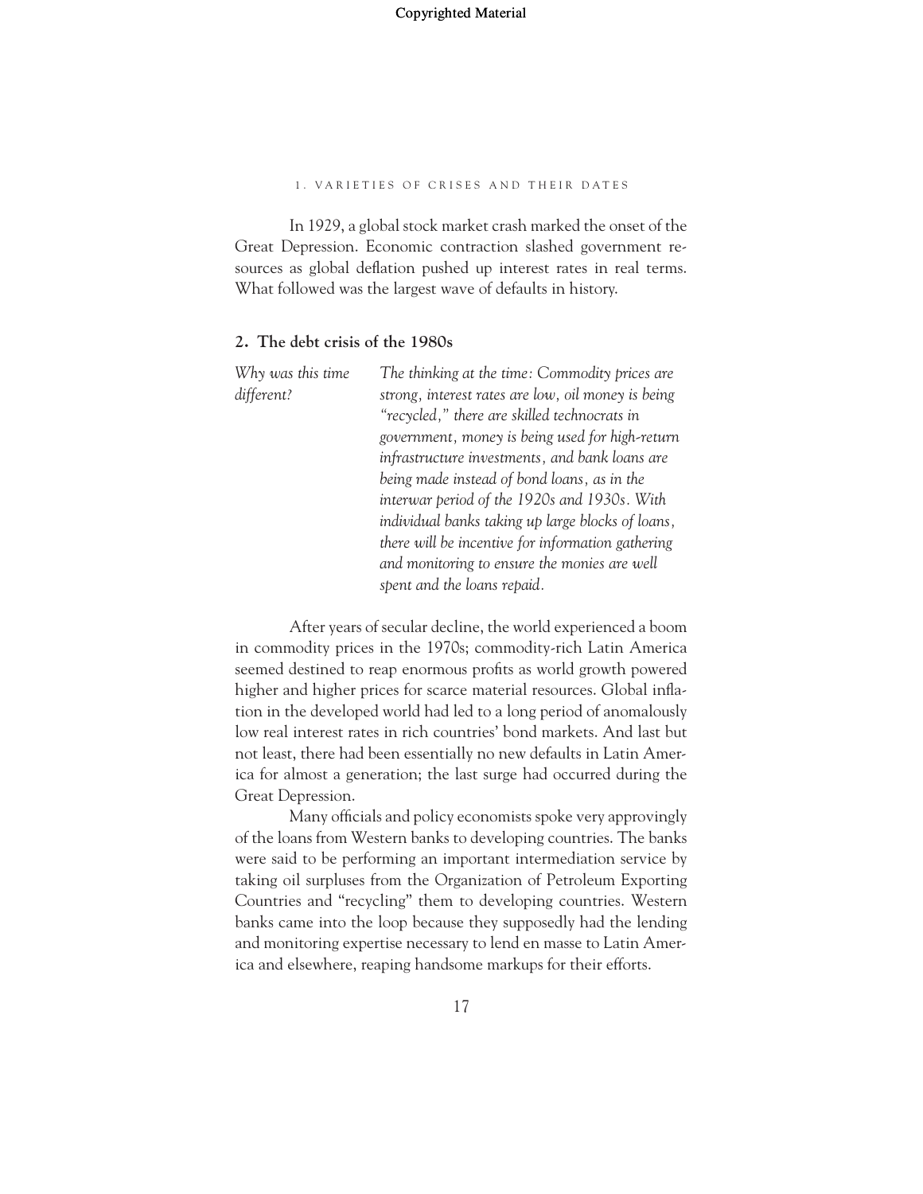In 1929, a global stock market crash marked the onset of the Great Depression. Economic contraction slashed government resources as global deflation pushed up interest rates in real terms. What followed was the largest wave of defaults in history.

## 2. The debt crisis of the 1980s

| *Why was this time different?* | *The thinking at the time: Commodity prices are strong, interest rates are low, oil money is being "recycled," there are skilled technocrats in government, money is being used for high-return infrastructure investments, and bank loans are being made instead of bond loans, as in the interwar period of the 1920s and 1930s. With individual banks taking up large blocks of loans, there will be incentive for information gathering and monitoring to ensure the monies are well spent and the loans repaid.* |
| --- | --- |

After years of secular decline, the world experienced a boom in commodity prices in the 1970s; commodity-rich Latin America seemed destined to reap enormous profits as world growth powered higher and higher prices for scarce material resources. Global inflation in the developed world had led to a long period of anomalously low real interest rates in rich countries' bond markets. And last but not least, there had been essentially no new defaults in Latin America for almost a generation; the last surge had occurred during the Great Depression.

Many officials and policy economists spoke very approvingly of the loans from Western banks to developing countries. The banks were said to be performing an important intermediation service by taking oil surpluses from the Organization of Petroleum Exporting Countries and "recycling" them to developing countries. Western banks came into the loop because they supposedly had the lending and monitoring expertise necessary to lend en masse to Latin America and elsewhere, reaping handsome markups for their efforts.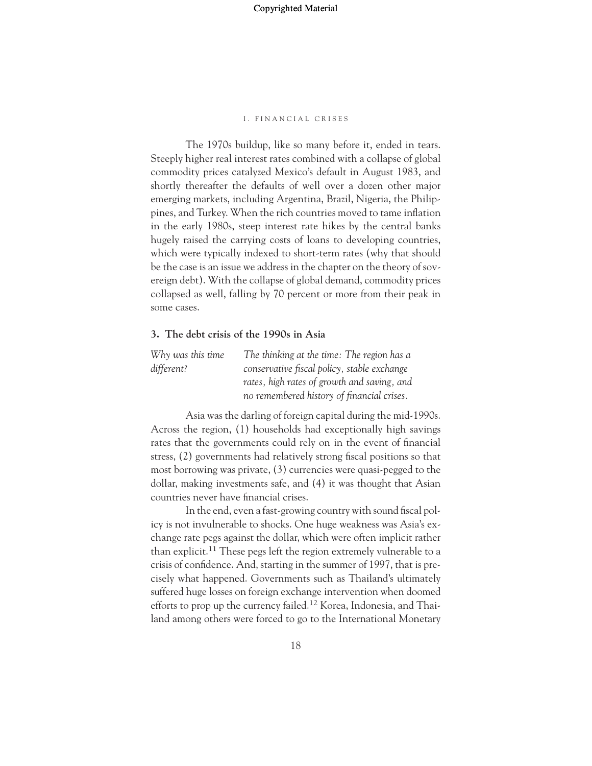The 1970s buildup, like so many before it, ended in tears. Steeply higher real interest rates combined with a collapse of global commodity prices catalyzed Mexico's default in August 1983, and shortly thereafter the defaults of well over a dozen other major emerging markets, including Argentina, Brazil, Nigeria, the Philippines, and Turkey. When the rich countries moved to tame inflation in the early 1980s, steep interest rate hikes by the central banks hugely raised the carrying costs of loans to developing countries, which were typically indexed to short-term rates (why that should be the case is an issue we address in the chapter on the theory of sovereign debt). With the collapse of global demand, commodity prices collapsed as well, falling by 70 percent or more from their peak in some cases.

### 3. The debt crisis of the 1990s in Asia

| *Why was this time different?* | *The thinking at the time: The region has a conservative fiscal policy, stable exchange rates, high rates of growth and saving, and no remembered history of financial crises.* |
|---|---|

Asia was the darling of foreign capital during the mid-1990s. Across the region, (1) households had exceptionally high savings rates that the governments could rely on in the event of financial stress, (2) governments had relatively strong fiscal positions so that most borrowing was private, (3) currencies were quasi-pegged to the dollar, making investments safe, and (4) it was thought that Asian countries never have financial crises.

In the end, even a fast-growing country with sound fiscal policy is not invulnerable to shocks. One huge weakness was Asia's exchange rate pegs against the dollar, which were often implicit rather than explicit.[11] These pegs left the region extremely vulnerable to a crisis of confidence. And, starting in the summer of 1997, that is precisely what happened. Governments such as Thailand's ultimately suffered huge losses on foreign exchange intervention when doomed efforts to prop up the currency failed.[12] Korea, Indonesia, and Thailand among others were forced to go to the International Monetary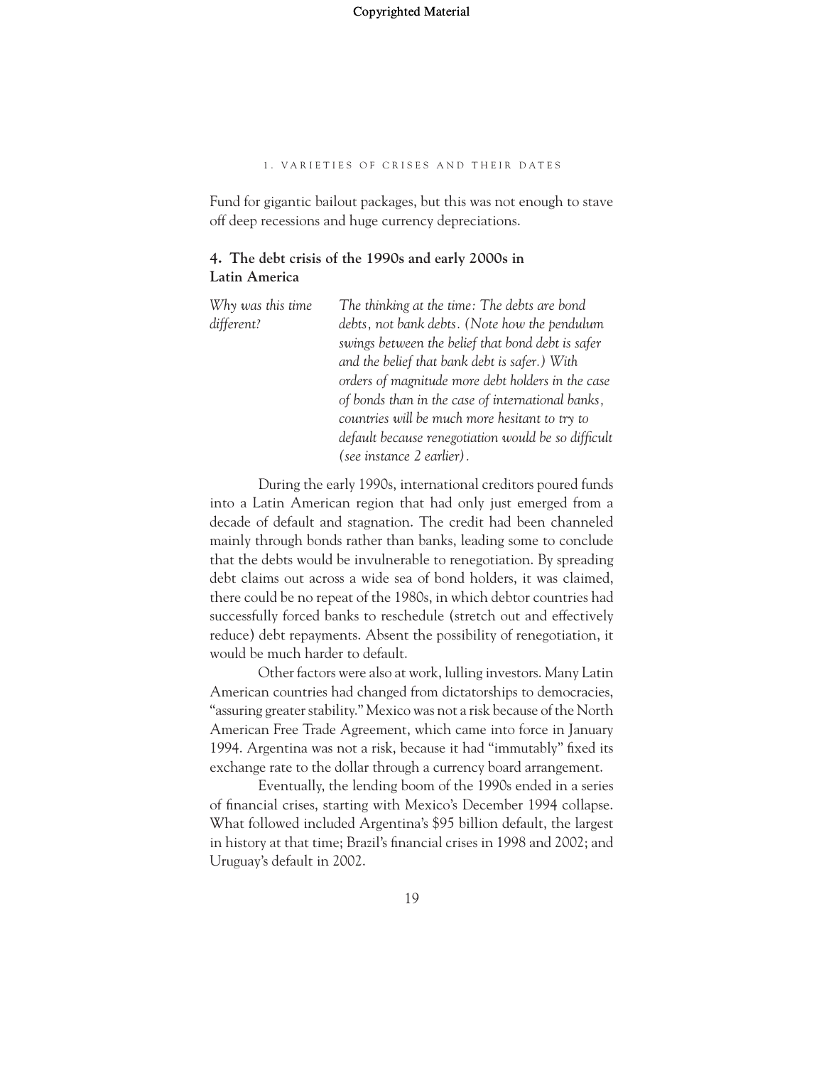Fund for gigantic bailout packages, but this was not enough to stave off deep recessions and huge currency depreciations.

### 4. The debt crisis of the 1990s and early 2000s in Latin America

| | |
|---|---|
| *Why was this time different?* | *The thinking at the time: The debts are bond debts, not bank debts. (Note how the pendulum swings between the belief that bond debt is safer and the belief that bank debt is safer.) With orders of magnitude more debt holders in the case of bonds than in the case of international banks, countries will be much more hesitant to try to default because renegotiation would be so difficult (see instance 2 earlier).* |

During the early 1990s, international creditors poured funds into a Latin American region that had only just emerged from a decade of default and stagnation. The credit had been channeled mainly through bonds rather than banks, leading some to conclude that the debts would be invulnerable to renegotiation. By spreading debt claims out across a wide sea of bond holders, it was claimed, there could be no repeat of the 1980s, in which debtor countries had successfully forced banks to reschedule (stretch out and effectively reduce) debt repayments. Absent the possibility of renegotiation, it would be much harder to default.

Other factors were also at work, lulling investors. Many Latin American countries had changed from dictatorships to democracies, "assuring greater stability." Mexico was not a risk because of the North American Free Trade Agreement, which came into force in January 1994. Argentina was not a risk, because it had "immutably" fixed its exchange rate to the dollar through a currency board arrangement.

Eventually, the lending boom of the 1990s ended in a series of financial crises, starting with Mexico's December 1994 collapse. What followed included Argentina's $95 billion default, the largest in history at that time; Brazil's financial crises in 1998 and 2002; and Uruguay's default in 2002.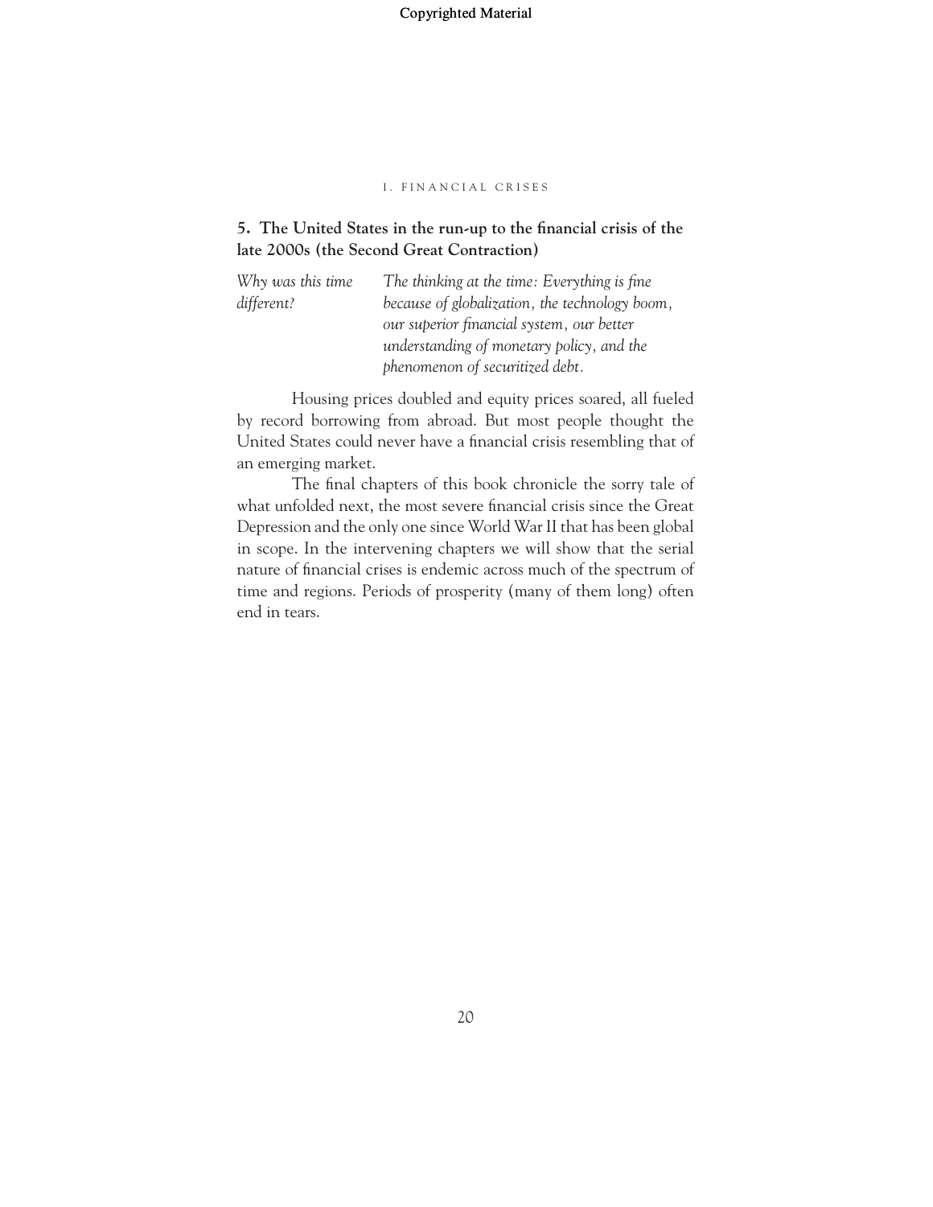I. FINANCIAL CRISES

### 5. The United States in the run-up to the financial crisis of the late 2000s (the Second Great Contraction)

| | |
|---|---|
| *Why was this time different?* | *The thinking at the time: Everything is fine because of globalization, the technology boom, our superior financial system, our better understanding of monetary policy, and the phenomenon of securitized debt.* |

Housing prices doubled and equity prices soared, all fueled by record borrowing from abroad. But most people thought the United States could never have a financial crisis resembling that of an emerging market.

The final chapters of this book chronicle the sorry tale of what unfolded next, the most severe financial crisis since the Great Depression and the only one since World War II that has been global in scope. In the intervening chapters we will show that the serial nature of financial crises is endemic across much of the spectrum of time and regions. Periods of prosperity (many of them long) often end in tears.